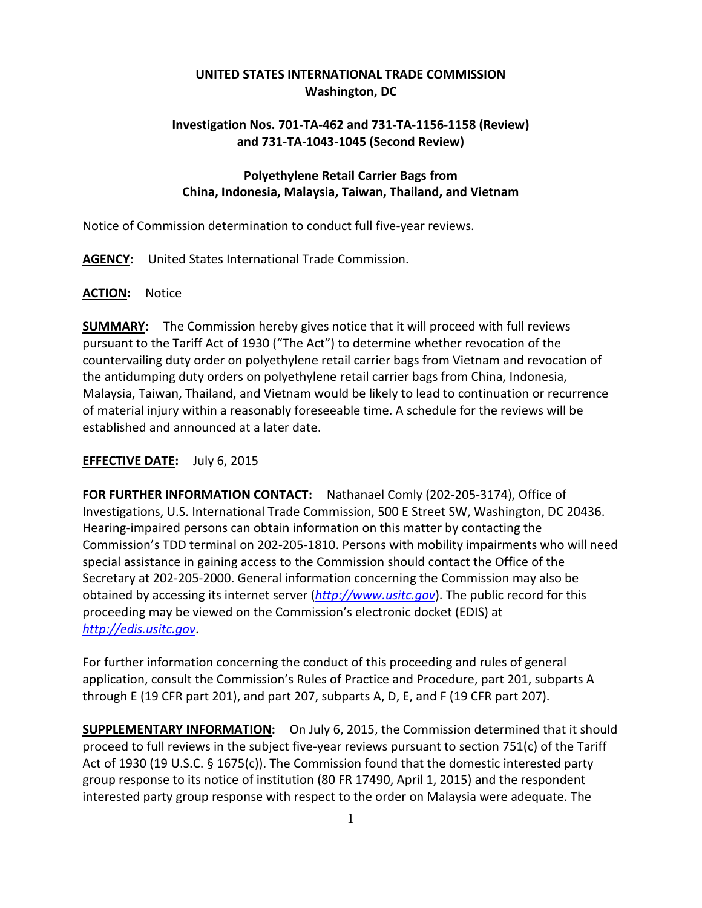**UNITED STATES INTERNATIONAL TRADE COMMISSION**
**Washington, DC**

**Investigation Nos. 701-TA-462 and 731-TA-1156-1158 (Review) and 731-TA-1043-1045 (Second Review)**

**Polyethylene Retail Carrier Bags from China, Indonesia, Malaysia, Taiwan, Thailand, and Vietnam**

Notice of Commission determination to conduct full five-year reviews.

**AGENCY:** United States International Trade Commission.

**ACTION:** Notice

**SUMMARY:** The Commission hereby gives notice that it will proceed with full reviews pursuant to the Tariff Act of 1930 ("The Act") to determine whether revocation of the countervailing duty order on polyethylene retail carrier bags from Vietnam and revocation of the antidumping duty orders on polyethylene retail carrier bags from China, Indonesia, Malaysia, Taiwan, Thailand, and Vietnam would be likely to lead to continuation or recurrence of material injury within a reasonably foreseeable time. A schedule for the reviews will be established and announced at a later date.

**EFFECTIVE DATE:** July 6, 2015

**FOR FURTHER INFORMATION CONTACT:** Nathanael Comly (202-205-3174), Office of Investigations, U.S. International Trade Commission, 500 E Street SW, Washington, DC 20436. Hearing-impaired persons can obtain information on this matter by contacting the Commission's TDD terminal on 202-205-1810. Persons with mobility impairments who will need special assistance in gaining access to the Commission should contact the Office of the Secretary at 202-205-2000. General information concerning the Commission may also be obtained by accessing its internet server (*http://www.usitc.gov*). The public record for this proceeding may be viewed on the Commission's electronic docket (EDIS) at *http://edis.usitc.gov*.

For further information concerning the conduct of this proceeding and rules of general application, consult the Commission's Rules of Practice and Procedure, part 201, subparts A through E (19 CFR part 201), and part 207, subparts A, D, E, and F (19 CFR part 207).

**SUPPLEMENTARY INFORMATION:** On July 6, 2015, the Commission determined that it should proceed to full reviews in the subject five-year reviews pursuant to section 751(c) of the Tariff Act of 1930 (19 U.S.C. § 1675(c)). The Commission found that the domestic interested party group response to its notice of institution (80 FR 17490, April 1, 2015) and the respondent interested party group response with respect to the order on Malaysia were adequate. The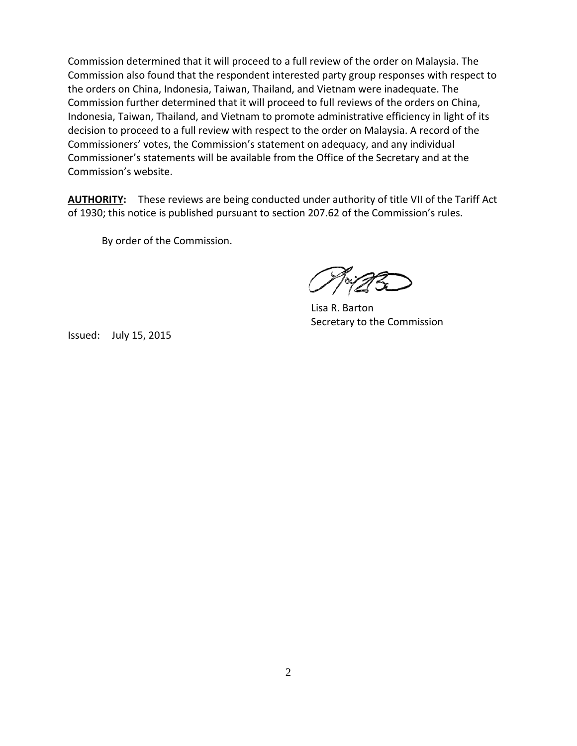Commission determined that it will proceed to a full review of the order on Malaysia. The Commission also found that the respondent interested party group responses with respect to the orders on China, Indonesia, Taiwan, Thailand, and Vietnam were inadequate. The Commission further determined that it will proceed to full reviews of the orders on China, Indonesia, Taiwan, Thailand, and Vietnam to promote administrative efficiency in light of its decision to proceed to a full review with respect to the order on Malaysia. A record of the Commissioners' votes, the Commission's statement on adequacy, and any individual Commissioner's statements will be available from the Office of the Secretary and at the Commission's website.

**AUTHORITY:** These reviews are being conducted under authority of title VII of the Tariff Act of 1930; this notice is published pursuant to section 207.62 of the Commission's rules.

By order of the Commission.

Lisa R. Barton
Secretary to the Commission

Issued: July 15, 2015